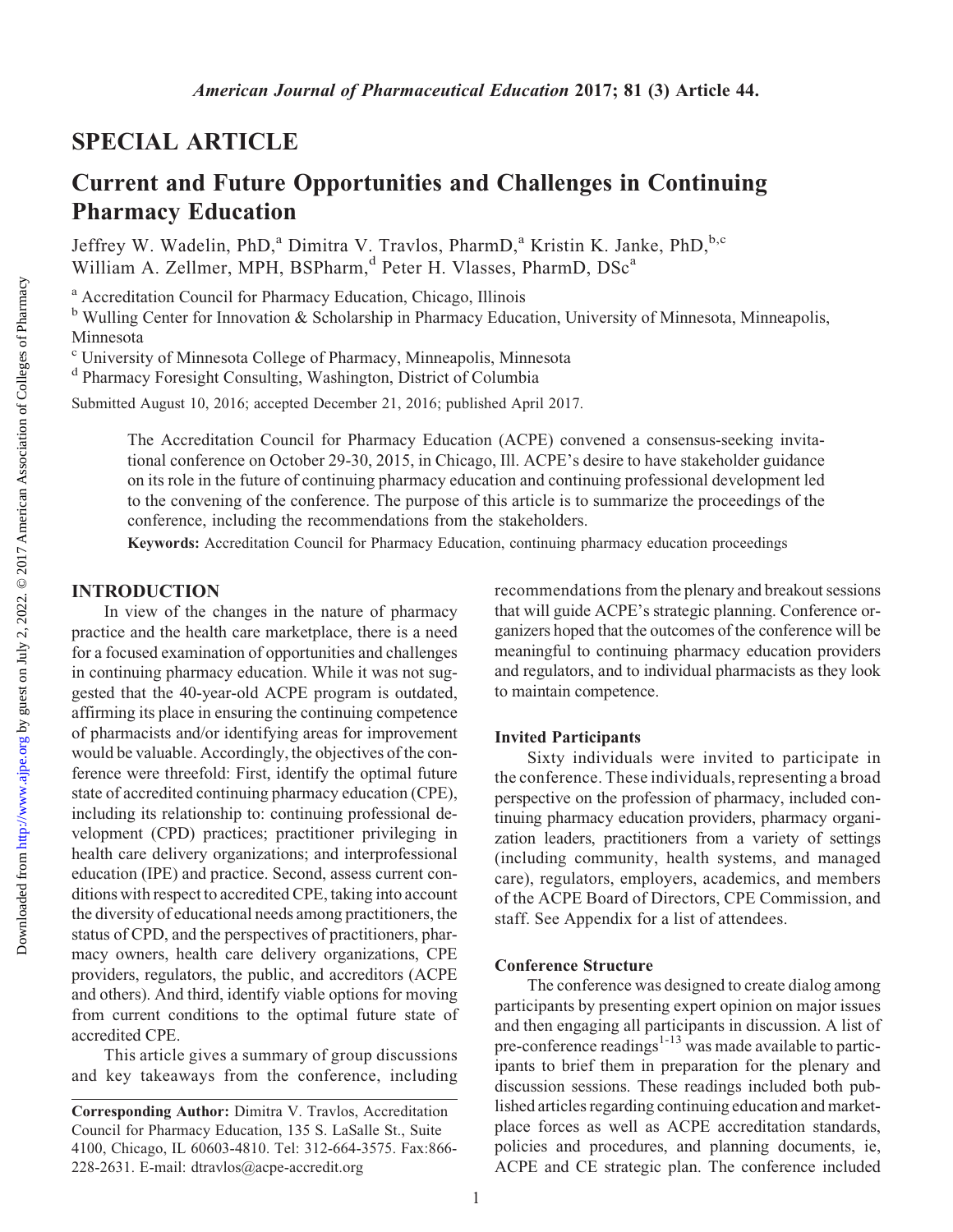## SPECIAL ARTICLE

# Current and Future Opportunities and Challenges in Continuing Pharmacy Education

Jeffrey W. Wadelin, PhD,[a] Dimitra V. Travlos, PharmD,[a] Kristin K. Janke, PhD,[b,c] William A. Zellmer, MPH, BSPharm,[d] Peter H. Vlasses, PharmD, DSc[a]

[a] Accreditation Council for Pharmacy Education, Chicago, Illinois

[b] Wulling Center for Innovation & Scholarship in Pharmacy Education, University of Minnesota, Minneapolis, Minnesota

[c] University of Minnesota College of Pharmacy, Minneapolis, Minnesota

[d] Pharmacy Foresight Consulting, Washington, District of Columbia

Submitted August 10, 2016; accepted December 21, 2016; published April 2017.

The Accreditation Council for Pharmacy Education (ACPE) convened a consensus-seeking invitational conference on October 29-30, 2015, in Chicago, Ill. ACPE's desire to have stakeholder guidance on its role in the future of continuing pharmacy education and continuing professional development led to the convening of the conference. The purpose of this article is to summarize the proceedings of the conference, including the recommendations from the stakeholders.

**Keywords:** Accreditation Council for Pharmacy Education, continuing pharmacy education proceedings

## INTRODUCTION

In view of the changes in the nature of pharmacy practice and the health care marketplace, there is a need for a focused examination of opportunities and challenges in continuing pharmacy education. While it was not suggested that the 40-year-old ACPE program is outdated, affirming its place in ensuring the continuing competence of pharmacists and/or identifying areas for improvement would be valuable. Accordingly, the objectives of the conference were threefold: First, identify the optimal future state of accredited continuing pharmacy education (CPE), including its relationship to: continuing professional development (CPD) practices; practitioner privileging in health care delivery organizations; and interprofessional education (IPE) and practice. Second, assess current conditions with respect to accredited CPE, taking into account the diversity of educational needs among practitioners, the status of CPD, and the perspectives of practitioners, pharmacy owners, health care delivery organizations, CPE providers, regulators, the public, and accreditors (ACPE and others). And third, identify viable options for moving from current conditions to the optimal future state of accredited CPE.

This article gives a summary of group discussions and key takeaways from the conference, including recommendations from the plenary and breakout sessions that will guide ACPE's strategic planning. Conference organizers hoped that the outcomes of the conference will be meaningful to continuing pharmacy education providers and regulators, and to individual pharmacists as they look to maintain competence.

### Invited Participants

Sixty individuals were invited to participate in the conference. These individuals, representing a broad perspective on the profession of pharmacy, included continuing pharmacy education providers, pharmacy organization leaders, practitioners from a variety of settings (including community, health systems, and managed care), regulators, employers, academics, and members of the ACPE Board of Directors, CPE Commission, and staff. See Appendix for a list of attendees.

### Conference Structure

The conference was designed to create dialog among participants by presenting expert opinion on major issues and then engaging all participants in discussion. A list of pre-conference readings[1-13] was made available to participants to brief them in preparation for the plenary and discussion sessions. These readings included both published articles regarding continuing education and marketplace forces as well as ACPE accreditation standards, policies and procedures, and planning documents, ie, ACPE and CE strategic plan. The conference included

**Corresponding Author:** Dimitra V. Travlos, Accreditation Council for Pharmacy Education, 135 S. LaSalle St., Suite 4100, Chicago, IL 60603-4810. Tel: 312-664-3575. Fax:866-228-2631. E-mail: dtravlos@acpe-accredit.org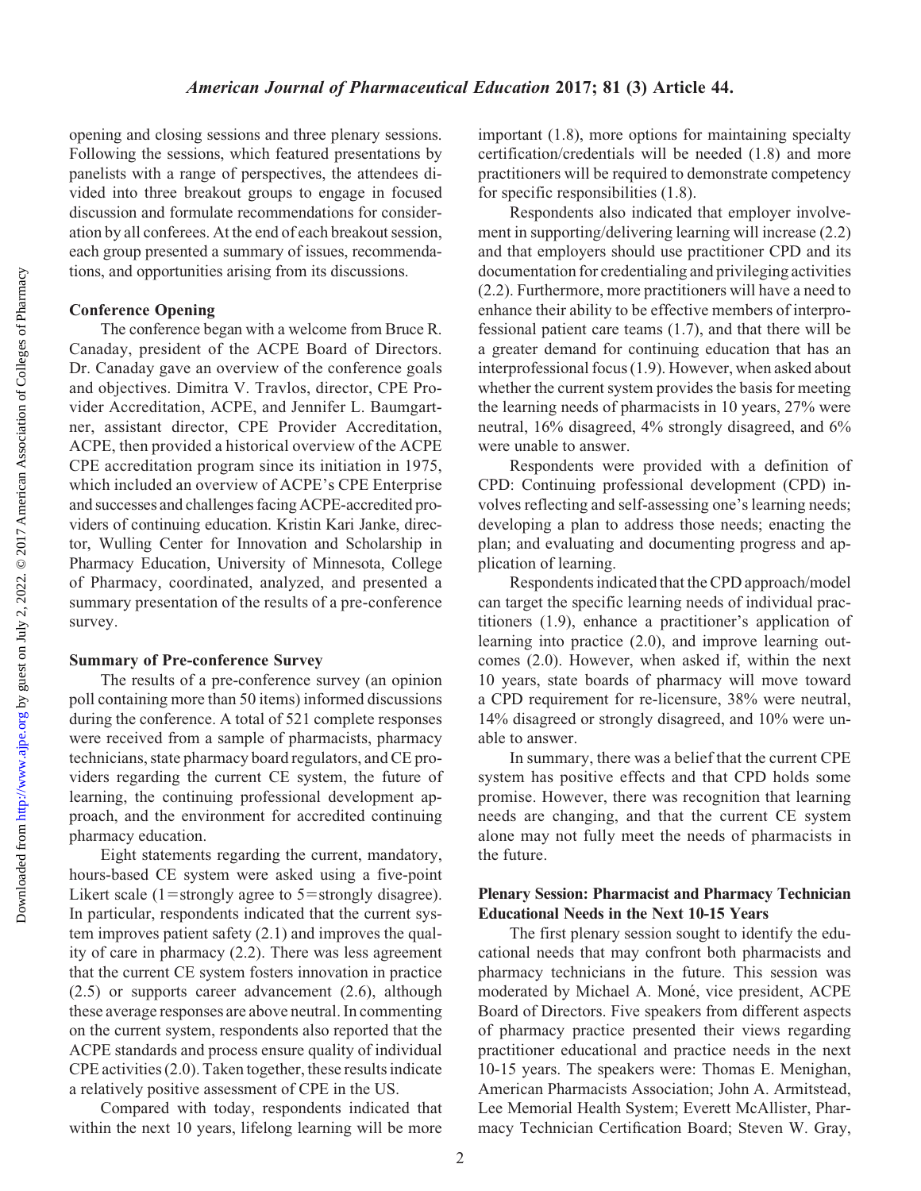opening and closing sessions and three plenary sessions. Following the sessions, which featured presentations by panelists with a range of perspectives, the attendees divided into three breakout groups to engage in focused discussion and formulate recommendations for consideration by all conferees. At the end of each breakout session, each group presented a summary of issues, recommendations, and opportunities arising from its discussions.

### Conference Opening

The conference began with a welcome from Bruce R. Canaday, president of the ACPE Board of Directors. Dr. Canaday gave an overview of the conference goals and objectives. Dimitra V. Travlos, director, CPE Provider Accreditation, ACPE, and Jennifer L. Baumgartner, assistant director, CPE Provider Accreditation, ACPE, then provided a historical overview of the ACPE CPE accreditation program since its initiation in 1975, which included an overview of ACPE's CPE Enterprise and successes and challenges facing ACPE-accredited providers of continuing education. Kristin Kari Janke, director, Wulling Center for Innovation and Scholarship in Pharmacy Education, University of Minnesota, College of Pharmacy, coordinated, analyzed, and presented a summary presentation of the results of a pre-conference survey.

### Summary of Pre-conference Survey

The results of a pre-conference survey (an opinion poll containing more than 50 items) informed discussions during the conference. A total of 521 complete responses were received from a sample of pharmacists, pharmacy technicians, state pharmacy board regulators, and CE providers regarding the current CE system, the future of learning, the continuing professional development approach, and the environment for accredited continuing pharmacy education.

Eight statements regarding the current, mandatory, hours-based CE system were asked using a five-point Likert scale (1=strongly agree to 5=strongly disagree). In particular, respondents indicated that the current system improves patient safety (2.1) and improves the quality of care in pharmacy (2.2). There was less agreement that the current CE system fosters innovation in practice (2.5) or supports career advancement (2.6), although these average responses are above neutral. In commenting on the current system, respondents also reported that the ACPE standards and process ensure quality of individual CPE activities (2.0). Taken together, these results indicate a relatively positive assessment of CPE in the US.

Compared with today, respondents indicated that within the next 10 years, lifelong learning will be more important (1.8), more options for maintaining specialty certification/credentials will be needed (1.8) and more practitioners will be required to demonstrate competency for specific responsibilities (1.8).

Respondents also indicated that employer involvement in supporting/delivering learning will increase (2.2) and that employers should use practitioner CPD and its documentation for credentialing and privileging activities (2.2). Furthermore, more practitioners will have a need to enhance their ability to be effective members of interprofessional patient care teams (1.7), and that there will be a greater demand for continuing education that has an interprofessional focus (1.9). However, when asked about whether the current system provides the basis for meeting the learning needs of pharmacists in 10 years, 27% were neutral, 16% disagreed, 4% strongly disagreed, and 6% were unable to answer.

Respondents were provided with a definition of CPD: Continuing professional development (CPD) involves reflecting and self-assessing one's learning needs; developing a plan to address those needs; enacting the plan; and evaluating and documenting progress and application of learning.

Respondents indicated that the CPD approach/model can target the specific learning needs of individual practitioners (1.9), enhance a practitioner's application of learning into practice (2.0), and improve learning outcomes (2.0). However, when asked if, within the next 10 years, state boards of pharmacy will move toward a CPD requirement for re-licensure, 38% were neutral, 14% disagreed or strongly disagreed, and 10% were unable to answer.

In summary, there was a belief that the current CPE system has positive effects and that CPD holds some promise. However, there was recognition that learning needs are changing, and that the current CE system alone may not fully meet the needs of pharmacists in the future.

### Plenary Session: Pharmacist and Pharmacy Technician Educational Needs in the Next 10-15 Years

The first plenary session sought to identify the educational needs that may confront both pharmacists and pharmacy technicians in the future. This session was moderated by Michael A. Moné, vice president, ACPE Board of Directors. Five speakers from different aspects of pharmacy practice presented their views regarding practitioner educational and practice needs in the next 10-15 years. The speakers were: Thomas E. Menighan, American Pharmacists Association; John A. Armitstead, Lee Memorial Health System; Everett McAllister, Pharmacy Technician Certification Board; Steven W. Gray,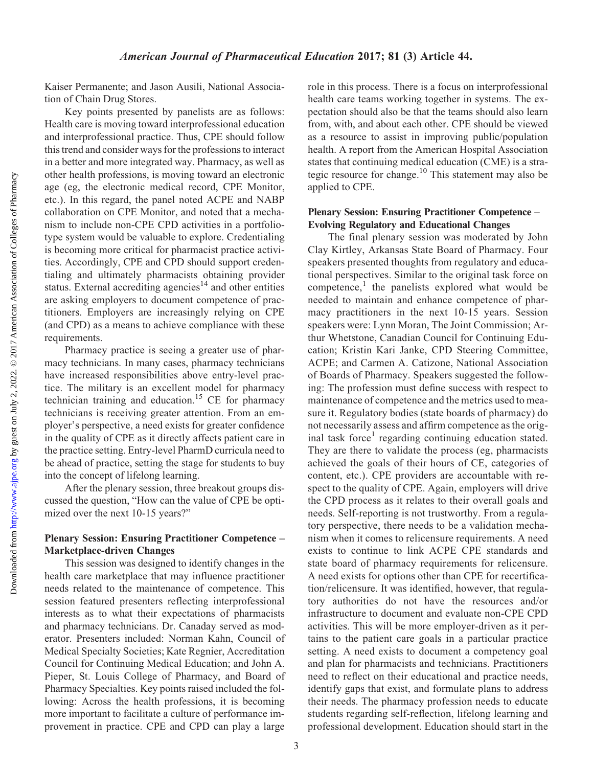Kaiser Permanente; and Jason Ausili, National Association of Chain Drug Stores.

Key points presented by panelists are as follows: Health care is moving toward interprofessional education and interprofessional practice. Thus, CPE should follow this trend and consider ways for the professions to interact in a better and more integrated way. Pharmacy, as well as other health professions, is moving toward an electronic age (eg, the electronic medical record, CPE Monitor, etc.). In this regard, the panel noted ACPE and NABP collaboration on CPE Monitor, and noted that a mechanism to include non-CPE CPD activities in a portfolio-type system would be valuable to explore. Credentialing is becoming more critical for pharmacist practice activities. Accordingly, CPE and CPD should support credentialing and ultimately pharmacists obtaining provider status. External accrediting agencies[14] and other entities are asking employers to document competence of practitioners. Employers are increasingly relying on CPE (and CPD) as a means to achieve compliance with these requirements.

Pharmacy practice is seeing a greater use of pharmacy technicians. In many cases, pharmacy technicians have increased responsibilities above entry-level practice. The military is an excellent model for pharmacy technician training and education.[15] CE for pharmacy technicians is receiving greater attention. From an employer's perspective, a need exists for greater confidence in the quality of CPE as it directly affects patient care in the practice setting. Entry-level PharmD curricula need to be ahead of practice, setting the stage for students to buy into the concept of lifelong learning.

After the plenary session, three breakout groups discussed the question, "How can the value of CPE be optimized over the next 10-15 years?"

### Plenary Session: Ensuring Practitioner Competence – Marketplace-driven Changes

This session was designed to identify changes in the health care marketplace that may influence practitioner needs related to the maintenance of competence. This session featured presenters reflecting interprofessional interests as to what their expectations of pharmacists and pharmacy technicians. Dr. Canaday served as moderator. Presenters included: Norman Kahn, Council of Medical Specialty Societies; Kate Regnier, Accreditation Council for Continuing Medical Education; and John A. Pieper, St. Louis College of Pharmacy, and Board of Pharmacy Specialties. Key points raised included the following: Across the health professions, it is becoming more important to facilitate a culture of performance improvement in practice. CPE and CPD can play a large role in this process. There is a focus on interprofessional health care teams working together in systems. The expectation should also be that the teams should also learn from, with, and about each other. CPE should be viewed as a resource to assist in improving public/population health. A report from the American Hospital Association states that continuing medical education (CME) is a strategic resource for change.[10] This statement may also be applied to CPE.

### Plenary Session: Ensuring Practitioner Competence – Evolving Regulatory and Educational Changes

The final plenary session was moderated by John Clay Kirtley, Arkansas State Board of Pharmacy. Four speakers presented thoughts from regulatory and educational perspectives. Similar to the original task force on competence,[1] the panelists explored what would be needed to maintain and enhance competence of pharmacy practitioners in the next 10-15 years. Session speakers were: Lynn Moran, The Joint Commission; Arthur Whetstone, Canadian Council for Continuing Education; Kristin Kari Janke, CPD Steering Committee, ACPE; and Carmen A. Catizone, National Association of Boards of Pharmacy. Speakers suggested the following: The profession must define success with respect to maintenance of competence and the metrics used to measure it. Regulatory bodies (state boards of pharmacy) do not necessarily assess and affirm competence as the original task force[1] regarding continuing education stated. They are there to validate the process (eg, pharmacists achieved the goals of their hours of CE, categories of content, etc.). CPE providers are accountable with respect to the quality of CPE. Again, employers will drive the CPD process as it relates to their overall goals and needs. Self-reporting is not trustworthy. From a regulatory perspective, there needs to be a validation mechanism when it comes to relicensure requirements. A need exists to continue to link ACPE CPE standards and state board of pharmacy requirements for relicensure. A need exists for options other than CPE for recertification/relicensure. It was identified, however, that regulatory authorities do not have the resources and/or infrastructure to document and evaluate non-CPE CPD activities. This will be more employer-driven as it pertains to the patient care goals in a particular practice setting. A need exists to document a competency goal and plan for pharmacists and technicians. Practitioners need to reflect on their educational and practice needs, identify gaps that exist, and formulate plans to address their needs. The pharmacy profession needs to educate students regarding self-reflection, lifelong learning and professional development. Education should start in the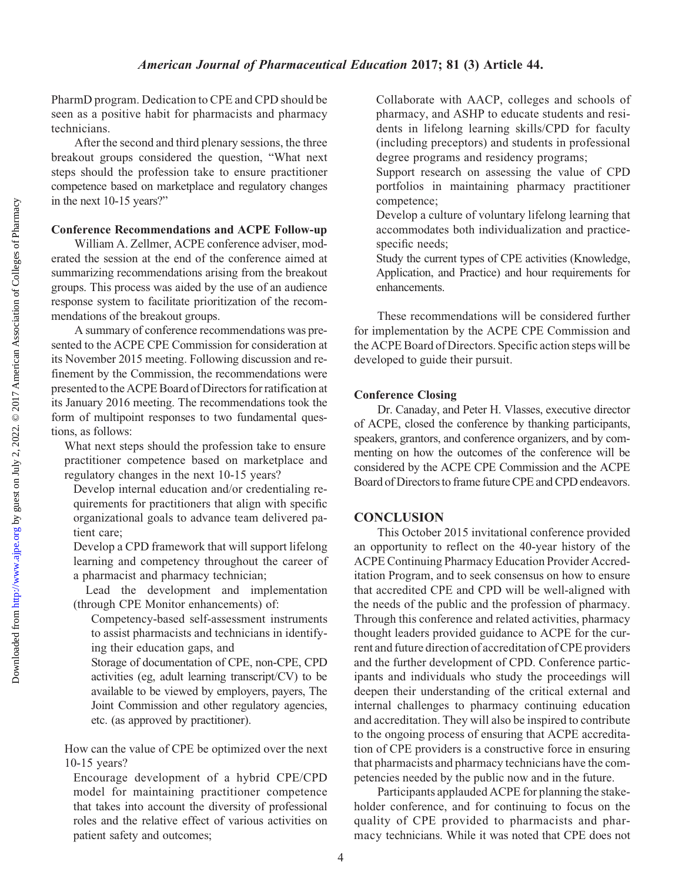PharmD program. Dedication to CPE and CPD should be seen as a positive habit for pharmacists and pharmacy technicians.

After the second and third plenary sessions, the three breakout groups considered the question, "What next steps should the profession take to ensure practitioner competence based on marketplace and regulatory changes in the next 10-15 years?"

**Conference Recommendations and ACPE Follow-up**

William A. Zellmer, ACPE conference adviser, moderated the session at the end of the conference aimed at summarizing recommendations arising from the breakout groups. This process was aided by the use of an audience response system to facilitate prioritization of the recommendations of the breakout groups.

A summary of conference recommendations was presented to the ACPE CPE Commission for consideration at its November 2015 meeting. Following discussion and refinement by the Commission, the recommendations were presented to the ACPE Board of Directors for ratification at its January 2016 meeting. The recommendations took the form of multipoint responses to two fundamental questions, as follows:

What next steps should the profession take to ensure practitioner competence based on marketplace and regulatory changes in the next 10-15 years?

- Develop internal education and/or credentialing requirements for practitioners that align with specific organizational goals to advance team delivered patient care;
- Develop a CPD framework that will support lifelong learning and competency throughout the career of a pharmacist and pharmacy technician;
- Lead the development and implementation (through CPE Monitor enhancements) of:
  - Competency-based self-assessment instruments to assist pharmacists and technicians in identifying their education gaps, and
  - Storage of documentation of CPE, non-CPE, CPD activities (eg, adult learning transcript/CV) to be available to be viewed by employers, payers, The Joint Commission and other regulatory agencies, etc. (as approved by practitioner).

How can the value of CPE be optimized over the next 10-15 years?

- Encourage development of a hybrid CPE/CPD model for maintaining practitioner competence that takes into account the diversity of professional roles and the relative effect of various activities on patient safety and outcomes;
- Collaborate with AACP, colleges and schools of pharmacy, and ASHP to educate students and residents in lifelong learning skills/CPD for faculty (including preceptors) and students in professional degree programs and residency programs;
- Support research on assessing the value of CPD portfolios in maintaining pharmacy practitioner competence;
- Develop a culture of voluntary lifelong learning that accommodates both individualization and practice-specific needs;
- Study the current types of CPE activities (Knowledge, Application, and Practice) and hour requirements for enhancements.

These recommendations will be considered further for implementation by the ACPE CPE Commission and the ACPE Board of Directors. Specific action steps will be developed to guide their pursuit.

**Conference Closing**

Dr. Canaday, and Peter H. Vlasses, executive director of ACPE, closed the conference by thanking participants, speakers, grantors, and conference organizers, and by commenting on how the outcomes of the conference will be considered by the ACPE CPE Commission and the ACPE Board of Directors to frame future CPE and CPD endeavors.

## CONCLUSION

This October 2015 invitational conference provided an opportunity to reflect on the 40-year history of the ACPE Continuing Pharmacy Education Provider Accreditation Program, and to seek consensus on how to ensure that accredited CPE and CPD will be well-aligned with the needs of the public and the profession of pharmacy. Through this conference and related activities, pharmacy thought leaders provided guidance to ACPE for the current and future direction of accreditation of CPE providers and the further development of CPD. Conference participants and individuals who study the proceedings will deepen their understanding of the critical external and internal challenges to pharmacy continuing education and accreditation. They will also be inspired to contribute to the ongoing process of ensuring that ACPE accreditation of CPE providers is a constructive force in ensuring that pharmacists and pharmacy technicians have the competencies needed by the public now and in the future.

Participants applauded ACPE for planning the stakeholder conference, and for continuing to focus on the quality of CPE provided to pharmacists and pharmacy technicians. While it was noted that CPE does not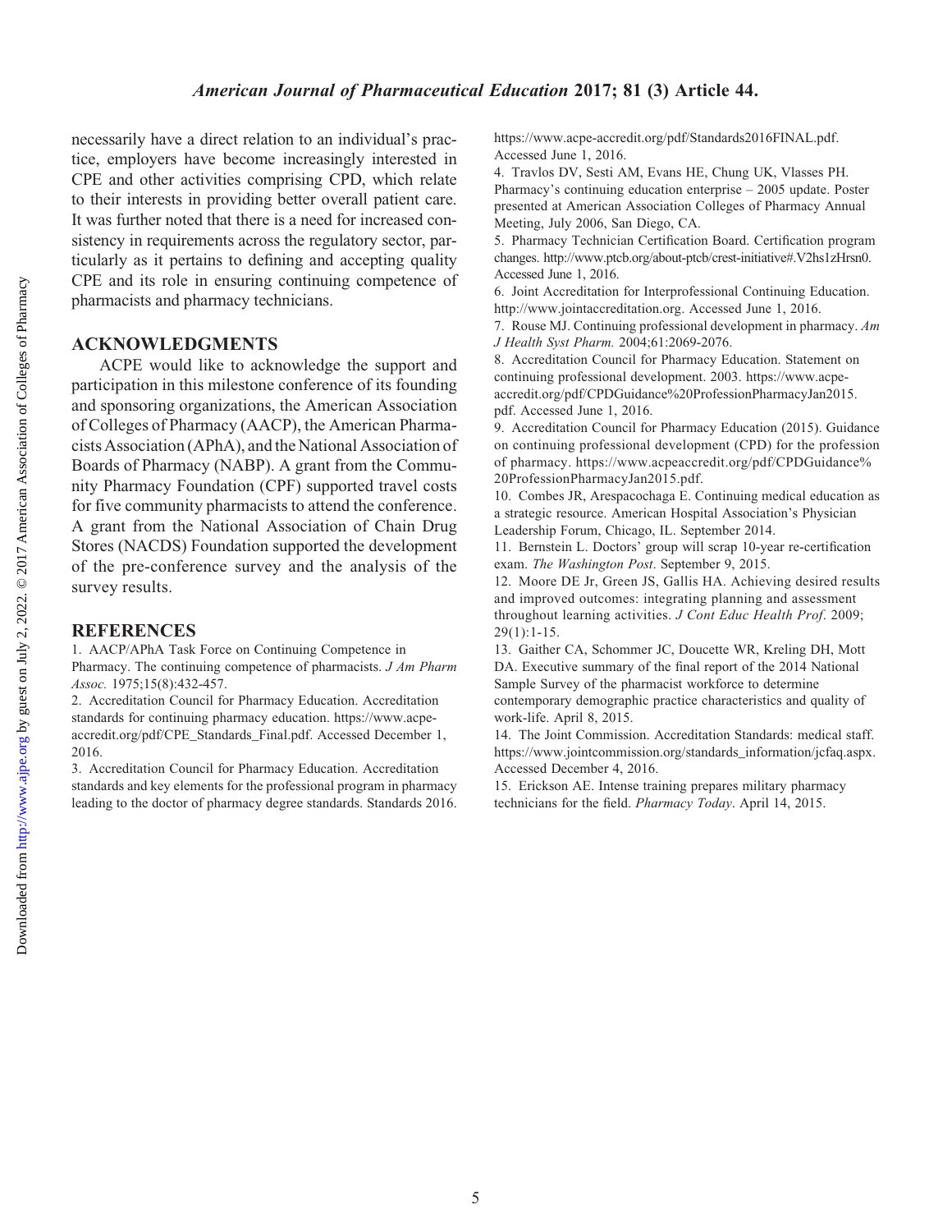necessarily have a direct relation to an individual's practice, employers have become increasingly interested in CPE and other activities comprising CPD, which relate to their interests in providing better overall patient care. It was further noted that there is a need for increased consistency in requirements across the regulatory sector, particularly as it pertains to defining and accepting quality CPE and its role in ensuring continuing competence of pharmacists and pharmacy technicians.

## ACKNOWLEDGMENTS

ACPE would like to acknowledge the support and participation in this milestone conference of its founding and sponsoring organizations, the American Association of Colleges of Pharmacy (AACP), the American Pharmacists Association (APhA), and the National Association of Boards of Pharmacy (NABP). A grant from the Community Pharmacy Foundation (CPF) supported travel costs for five community pharmacists to attend the conference. A grant from the National Association of Chain Drug Stores (NACDS) Foundation supported the development of the pre-conference survey and the analysis of the survey results.

## REFERENCES

1. AACP/APhA Task Force on Continuing Competence in Pharmacy. The continuing competence of pharmacists. *J Am Pharm Assoc.* 1975;15(8):432-457.
2. Accreditation Council for Pharmacy Education. Accreditation standards for continuing pharmacy education. https://www.acpe-accredit.org/pdf/CPE_Standards_Final.pdf. Accessed December 1, 2016.
3. Accreditation Council for Pharmacy Education. Accreditation standards and key elements for the professional program in pharmacy leading to the doctor of pharmacy degree standards. Standards 2016. https://www.acpe-accredit.org/pdf/Standards2016FINAL.pdf. Accessed June 1, 2016.
4. Travlos DV, Sesti AM, Evans HE, Chung UK, Vlasses PH. Pharmacy's continuing education enterprise – 2005 update. Poster presented at American Association Colleges of Pharmacy Annual Meeting, July 2006, San Diego, CA.
5. Pharmacy Technician Certification Board. Certification program changes. http://www.ptcb.org/about-ptcb/crest-initiative#.V2hs1zHrsn0. Accessed June 1, 2016.
6. Joint Accreditation for Interprofessional Continuing Education. http://www.jointaccreditation.org. Accessed June 1, 2016.
7. Rouse MJ. Continuing professional development in pharmacy. *Am J Health Syst Pharm.* 2004;61:2069-2076.
8. Accreditation Council for Pharmacy Education. Statement on continuing professional development. 2003. https://www.acpe-accredit.org/pdf/CPDGuidance%20ProfessionPharmacyJan2015.pdf. Accessed June 1, 2016.
9. Accreditation Council for Pharmacy Education (2015). Guidance on continuing professional development (CPD) for the profession of pharmacy. https://www.acpeaccredit.org/pdf/CPDGuidance%20ProfessionPharmacyJan2015.pdf.
10. Combes JR, Arespacochaga E. Continuing medical education as a strategic resource. American Hospital Association's Physician Leadership Forum, Chicago, IL. September 2014.
11. Bernstein L. Doctors' group will scrap 10-year re-certification exam. *The Washington Post*. September 9, 2015.
12. Moore DE Jr, Green JS, Gallis HA. Achieving desired results and improved outcomes: integrating planning and assessment throughout learning activities. *J Cont Educ Health Prof*. 2009; 29(1):1-15.
13. Gaither CA, Schommer JC, Doucette WR, Kreling DH, Mott DA. Executive summary of the final report of the 2014 National Sample Survey of the pharmacist workforce to determine contemporary demographic practice characteristics and quality of work-life. April 8, 2015.
14. The Joint Commission. Accreditation Standards: medical staff. https://www.jointcommission.org/standards_information/jcfaq.aspx. Accessed December 4, 2016.
15. Erickson AE. Intense training prepares military pharmacy technicians for the field. *Pharmacy Today*. April 14, 2015.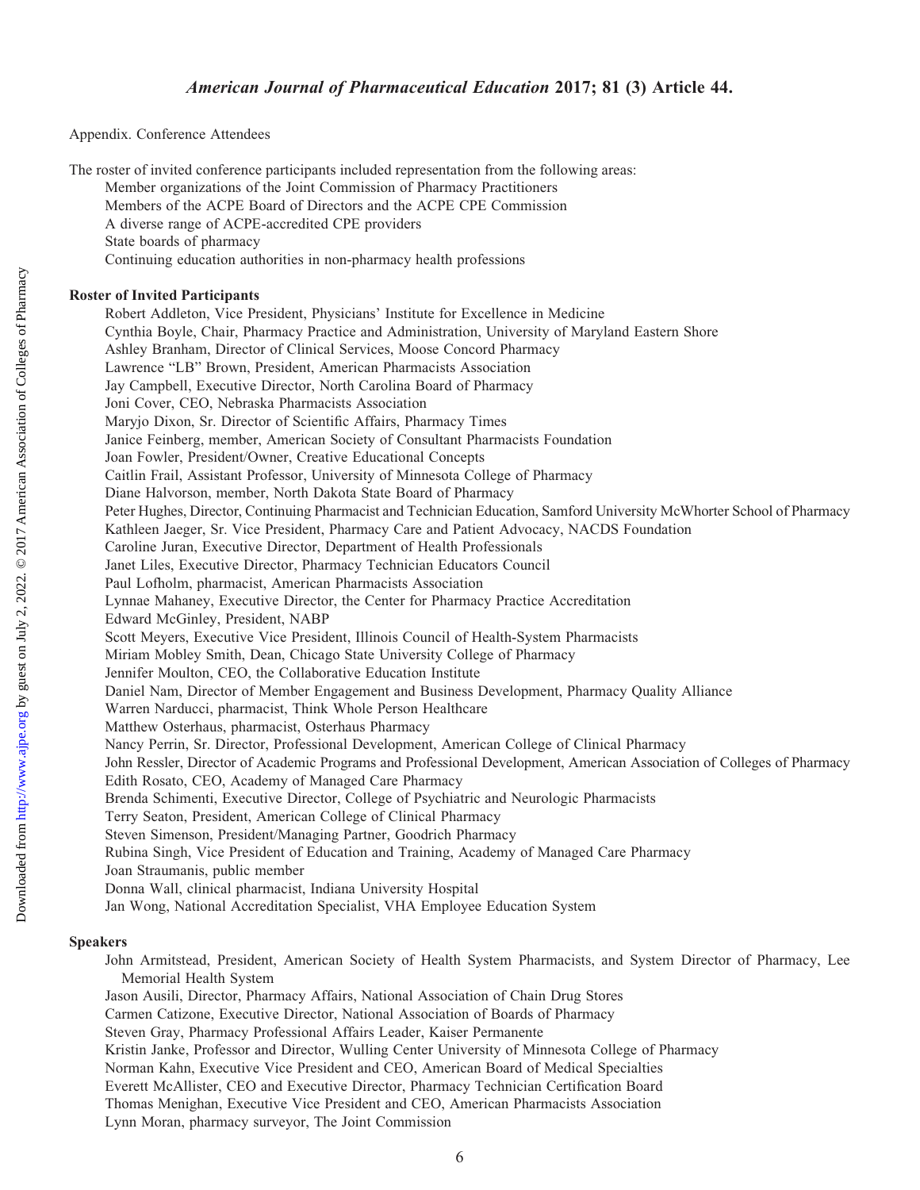Appendix. Conference Attendees

The roster of invited conference participants included representation from the following areas:

- Member organizations of the Joint Commission of Pharmacy Practitioners
- Members of the ACPE Board of Directors and the ACPE CPE Commission
- A diverse range of ACPE-accredited CPE providers
- State boards of pharmacy
- Continuing education authorities in non-pharmacy health professions

**Roster of Invited Participants**

Robert Addleton, Vice President, Physicians' Institute for Excellence in Medicine
Cynthia Boyle, Chair, Pharmacy Practice and Administration, University of Maryland Eastern Shore
Ashley Branham, Director of Clinical Services, Moose Concord Pharmacy
Lawrence "LB" Brown, President, American Pharmacists Association
Jay Campbell, Executive Director, North Carolina Board of Pharmacy
Joni Cover, CEO, Nebraska Pharmacists Association
Maryjo Dixon, Sr. Director of Scientific Affairs, Pharmacy Times
Janice Feinberg, member, American Society of Consultant Pharmacists Foundation
Joan Fowler, President/Owner, Creative Educational Concepts
Caitlin Frail, Assistant Professor, University of Minnesota College of Pharmacy
Diane Halvorson, member, North Dakota State Board of Pharmacy
Peter Hughes, Director, Continuing Pharmacist and Technician Education, Samford University McWhorter School of Pharmacy
Kathleen Jaeger, Sr. Vice President, Pharmacy Care and Patient Advocacy, NACDS Foundation
Caroline Juran, Executive Director, Department of Health Professionals
Janet Liles, Executive Director, Pharmacy Technician Educators Council
Paul Lofholm, pharmacist, American Pharmacists Association
Lynnae Mahaney, Executive Director, the Center for Pharmacy Practice Accreditation
Edward McGinley, President, NABP
Scott Meyers, Executive Vice President, Illinois Council of Health-System Pharmacists
Miriam Mobley Smith, Dean, Chicago State University College of Pharmacy
Jennifer Moulton, CEO, the Collaborative Education Institute
Daniel Nam, Director of Member Engagement and Business Development, Pharmacy Quality Alliance
Warren Narducci, pharmacist, Think Whole Person Healthcare
Matthew Osterhaus, pharmacist, Osterhaus Pharmacy
Nancy Perrin, Sr. Director, Professional Development, American College of Clinical Pharmacy
John Ressler, Director of Academic Programs and Professional Development, American Association of Colleges of Pharmacy
Edith Rosato, CEO, Academy of Managed Care Pharmacy
Brenda Schimenti, Executive Director, College of Psychiatric and Neurologic Pharmacists
Terry Seaton, President, American College of Clinical Pharmacy
Steven Simenson, President/Managing Partner, Goodrich Pharmacy
Rubina Singh, Vice President of Education and Training, Academy of Managed Care Pharmacy
Joan Straumanis, public member
Donna Wall, clinical pharmacist, Indiana University Hospital
Jan Wong, National Accreditation Specialist, VHA Employee Education System

**Speakers**

John Armitstead, President, American Society of Health System Pharmacists, and System Director of Pharmacy, Lee Memorial Health System
Jason Ausili, Director, Pharmacy Affairs, National Association of Chain Drug Stores
Carmen Catizone, Executive Director, National Association of Boards of Pharmacy
Steven Gray, Pharmacy Professional Affairs Leader, Kaiser Permanente
Kristin Janke, Professor and Director, Wulling Center University of Minnesota College of Pharmacy
Norman Kahn, Executive Vice President and CEO, American Board of Medical Specialties
Everett McAllister, CEO and Executive Director, Pharmacy Technician Certification Board
Thomas Menighan, Executive Vice President and CEO, American Pharmacists Association
Lynn Moran, pharmacy surveyor, The Joint Commission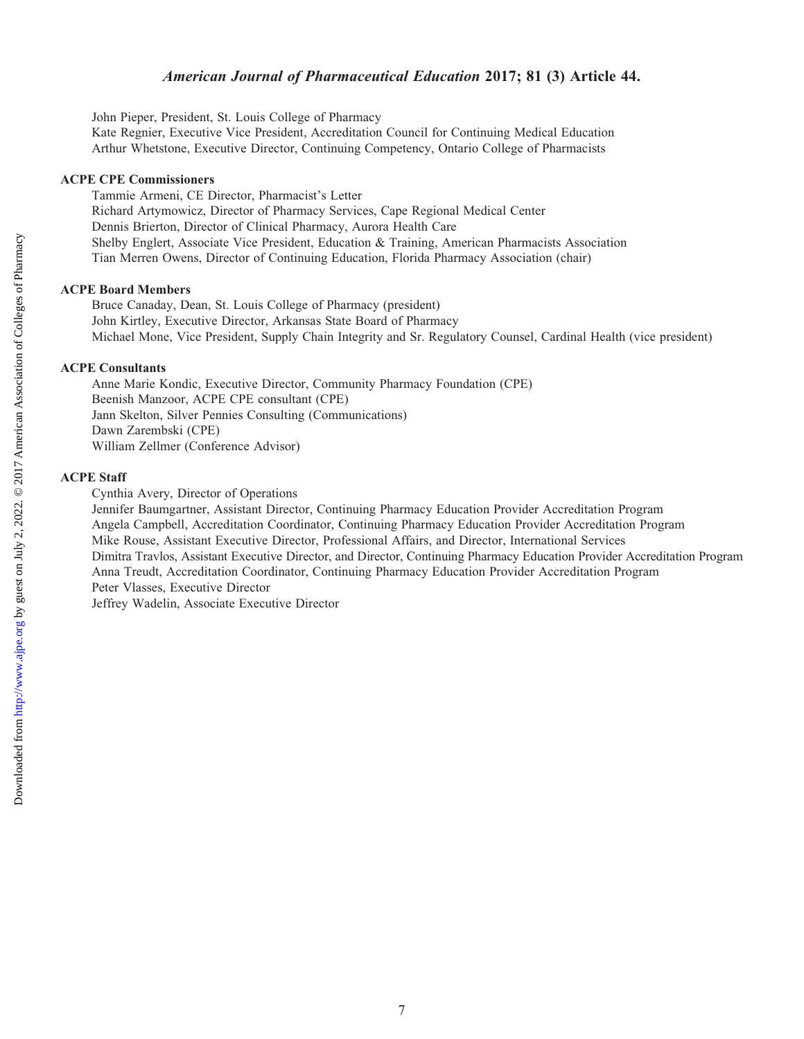John Pieper, President, St. Louis College of Pharmacy
Kate Regnier, Executive Vice President, Accreditation Council for Continuing Medical Education
Arthur Whetstone, Executive Director, Continuing Competency, Ontario College of Pharmacists

**ACPE CPE Commissioners**

Tammie Armeni, CE Director, Pharmacist's Letter
Richard Artymowicz, Director of Pharmacy Services, Cape Regional Medical Center
Dennis Brierton, Director of Clinical Pharmacy, Aurora Health Care
Shelby Englert, Associate Vice President, Education & Training, American Pharmacists Association
Tian Merren Owens, Director of Continuing Education, Florida Pharmacy Association (chair)

**ACPE Board Members**

Bruce Canaday, Dean, St. Louis College of Pharmacy (president)
John Kirtley, Executive Director, Arkansas State Board of Pharmacy
Michael Mone, Vice President, Supply Chain Integrity and Sr. Regulatory Counsel, Cardinal Health (vice president)

**ACPE Consultants**

Anne Marie Kondic, Executive Director, Community Pharmacy Foundation (CPE)
Beenish Manzoor, ACPE CPE consultant (CPE)
Jann Skelton, Silver Pennies Consulting (Communications)
Dawn Zarembski (CPE)
William Zellmer (Conference Advisor)

**ACPE Staff**

Cynthia Avery, Director of Operations
Jennifer Baumgartner, Assistant Director, Continuing Pharmacy Education Provider Accreditation Program
Angela Campbell, Accreditation Coordinator, Continuing Pharmacy Education Provider Accreditation Program
Mike Rouse, Assistant Executive Director, Professional Affairs, and Director, International Services
Dimitra Travlos, Assistant Executive Director, and Director, Continuing Pharmacy Education Provider Accreditation Program
Anna Treudt, Accreditation Coordinator, Continuing Pharmacy Education Provider Accreditation Program
Peter Vlasses, Executive Director
Jeffrey Wadelin, Associate Executive Director